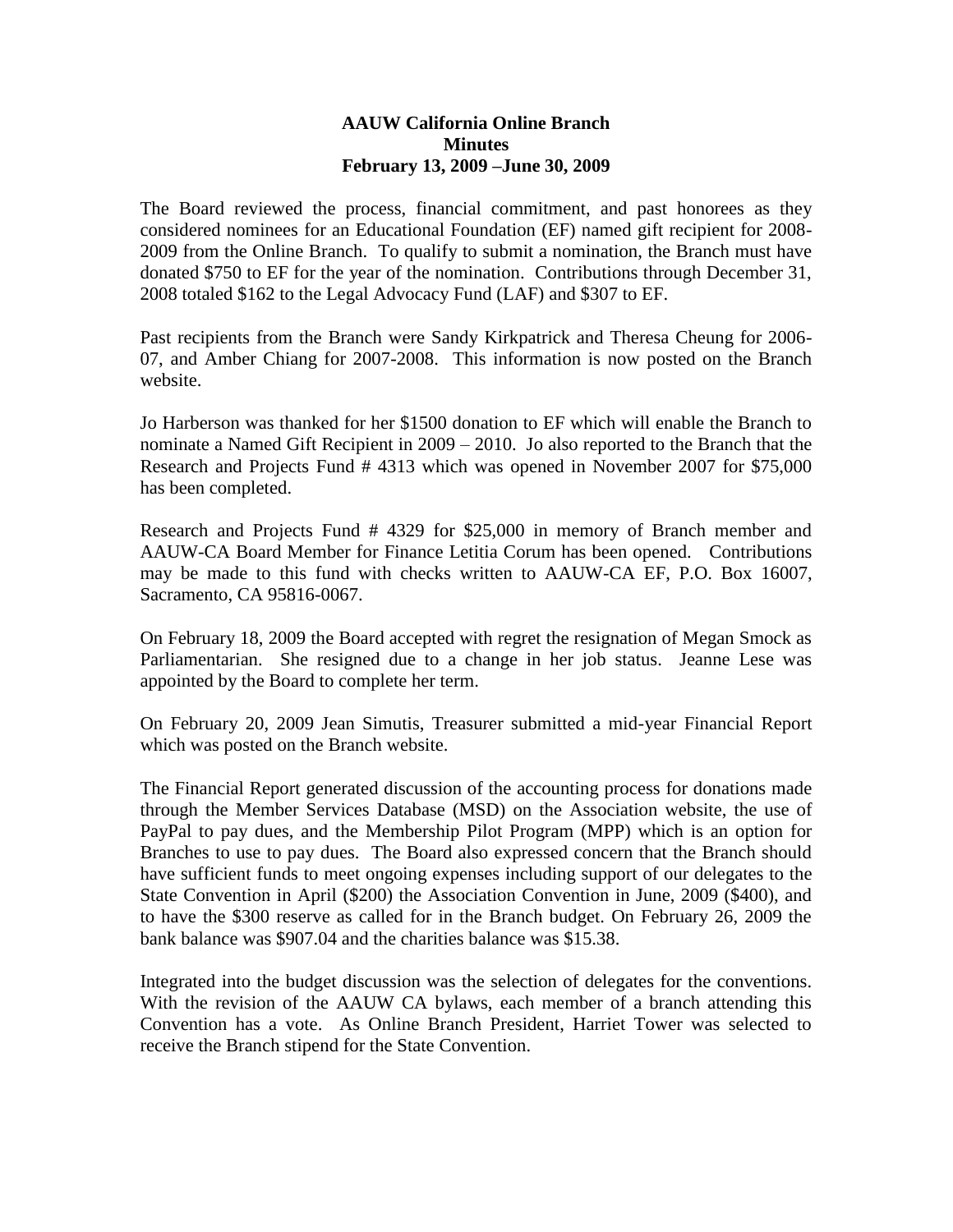**AAUW California Online Branch**
**Minutes**
**February 13, 2009 –June 30, 2009**

The Board reviewed the process, financial commitment, and past honorees as they considered nominees for an Educational Foundation (EF) named gift recipient for 2008-2009 from the Online Branch. To qualify to submit a nomination, the Branch must have donated $750 to EF for the year of the nomination. Contributions through December 31, 2008 totaled $162 to the Legal Advocacy Fund (LAF) and $307 to EF.

Past recipients from the Branch were Sandy Kirkpatrick and Theresa Cheung for 2006-07, and Amber Chiang for 2007-2008. This information is now posted on the Branch website.

Jo Harberson was thanked for her $1500 donation to EF which will enable the Branch to nominate a Named Gift Recipient in 2009 – 2010. Jo also reported to the Branch that the Research and Projects Fund # 4313 which was opened in November 2007 for $75,000 has been completed.

Research and Projects Fund # 4329 for $25,000 in memory of Branch member and AAUW-CA Board Member for Finance Letitia Corum has been opened. Contributions may be made to this fund with checks written to AAUW-CA EF, P.O. Box 16007, Sacramento, CA 95816-0067.

On February 18, 2009 the Board accepted with regret the resignation of Megan Smock as Parliamentarian. She resigned due to a change in her job status. Jeanne Lese was appointed by the Board to complete her term.

On February 20, 2009 Jean Simutis, Treasurer submitted a mid-year Financial Report which was posted on the Branch website.

The Financial Report generated discussion of the accounting process for donations made through the Member Services Database (MSD) on the Association website, the use of PayPal to pay dues, and the Membership Pilot Program (MPP) which is an option for Branches to use to pay dues. The Board also expressed concern that the Branch should have sufficient funds to meet ongoing expenses including support of our delegates to the State Convention in April ($200) the Association Convention in June, 2009 ($400), and to have the $300 reserve as called for in the Branch budget. On February 26, 2009 the bank balance was $907.04 and the charities balance was $15.38.

Integrated into the budget discussion was the selection of delegates for the conventions. With the revision of the AAUW CA bylaws, each member of a branch attending this Convention has a vote. As Online Branch President, Harriet Tower was selected to receive the Branch stipend for the State Convention.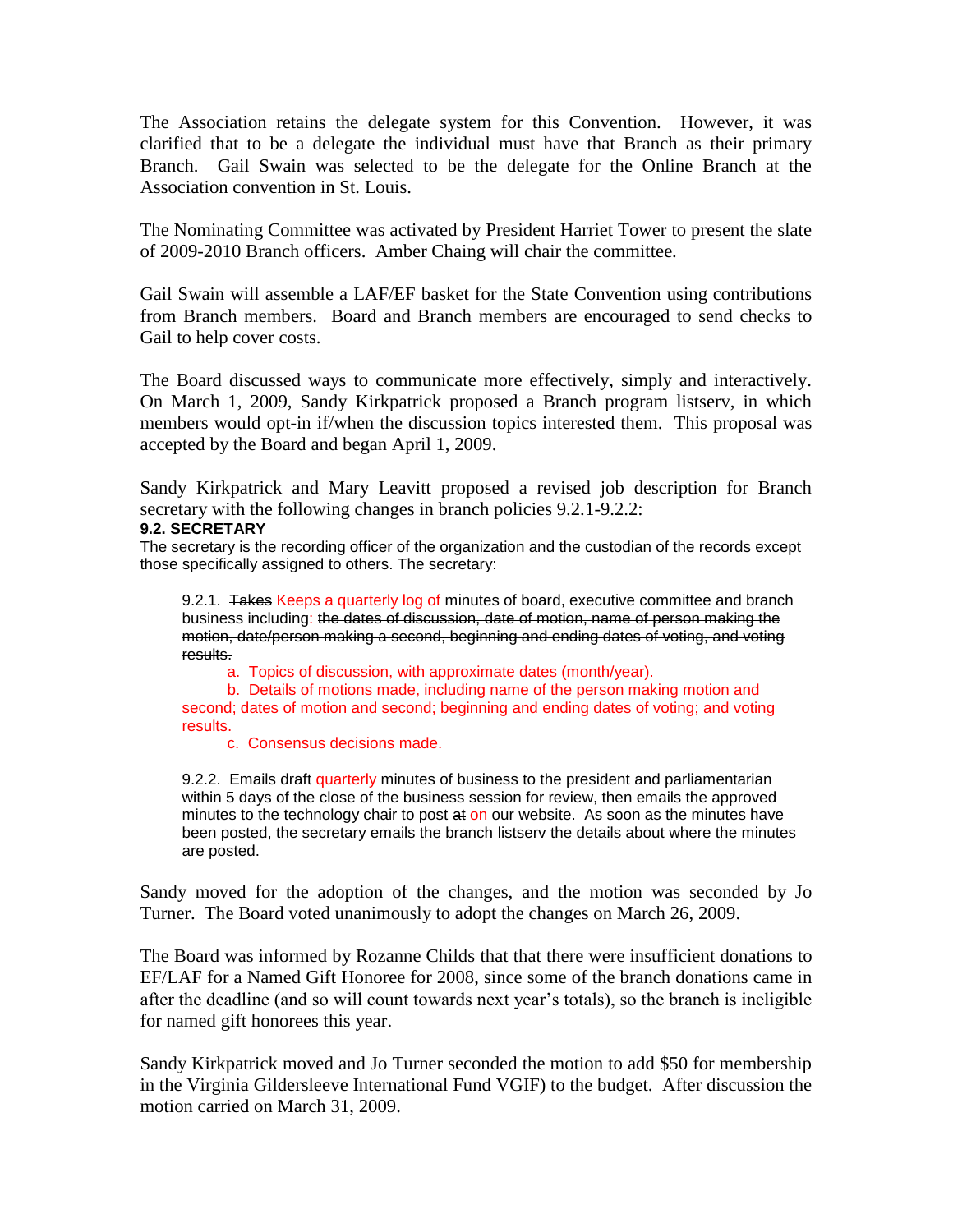The Association retains the delegate system for this Convention. However, it was clarified that to be a delegate the individual must have that Branch as their primary Branch. Gail Swain was selected to be the delegate for the Online Branch at the Association convention in St. Louis.

The Nominating Committee was activated by President Harriet Tower to present the slate of 2009-2010 Branch officers. Amber Chaing will chair the committee.

Gail Swain will assemble a LAF/EF basket for the State Convention using contributions from Branch members. Board and Branch members are encouraged to send checks to Gail to help cover costs.

The Board discussed ways to communicate more effectively, simply and interactively. On March 1, 2009, Sandy Kirkpatrick proposed a Branch program listserv, in which members would opt-in if/when the discussion topics interested them. This proposal was accepted by the Board and began April 1, 2009.

Sandy Kirkpatrick and Mary Leavitt proposed a revised job description for Branch secretary with the following changes in branch policies 9.2.1-9.2.2:

**9.2. SECRETARY**

The secretary is the recording officer of the organization and the custodian of the records except those specifically assigned to others. The secretary:

> 9.2.1. ~~Takes~~ Keeps a quarterly log of minutes of board, executive committee and branch business including: ~~the dates of discussion, date of motion, name of person making the motion, date/person making a second, beginning and ending dates of voting, and voting results.~~
>
> a. Topics of discussion, with approximate dates (month/year).
>
> b. Details of motions made, including name of the person making motion and second; dates of motion and second; beginning and ending dates of voting; and voting results.
>
> c. Consensus decisions made.
>
> 9.2.2. Emails draft quarterly minutes of business to the president and parliamentarian within 5 days of the close of the business session for review, then emails the approved minutes to the technology chair to post ~~at~~ on our website. As soon as the minutes have been posted, the secretary emails the branch listserv the details about where the minutes are posted.

Sandy moved for the adoption of the changes, and the motion was seconded by Jo Turner. The Board voted unanimously to adopt the changes on March 26, 2009.

The Board was informed by Rozanne Childs that that there were insufficient donations to EF/LAF for a Named Gift Honoree for 2008, since some of the branch donations came in after the deadline (and so will count towards next year's totals), so the branch is ineligible for named gift honorees this year.

Sandy Kirkpatrick moved and Jo Turner seconded the motion to add $50 for membership in the Virginia Gildersleeve International Fund VGIF) to the budget. After discussion the motion carried on March 31, 2009.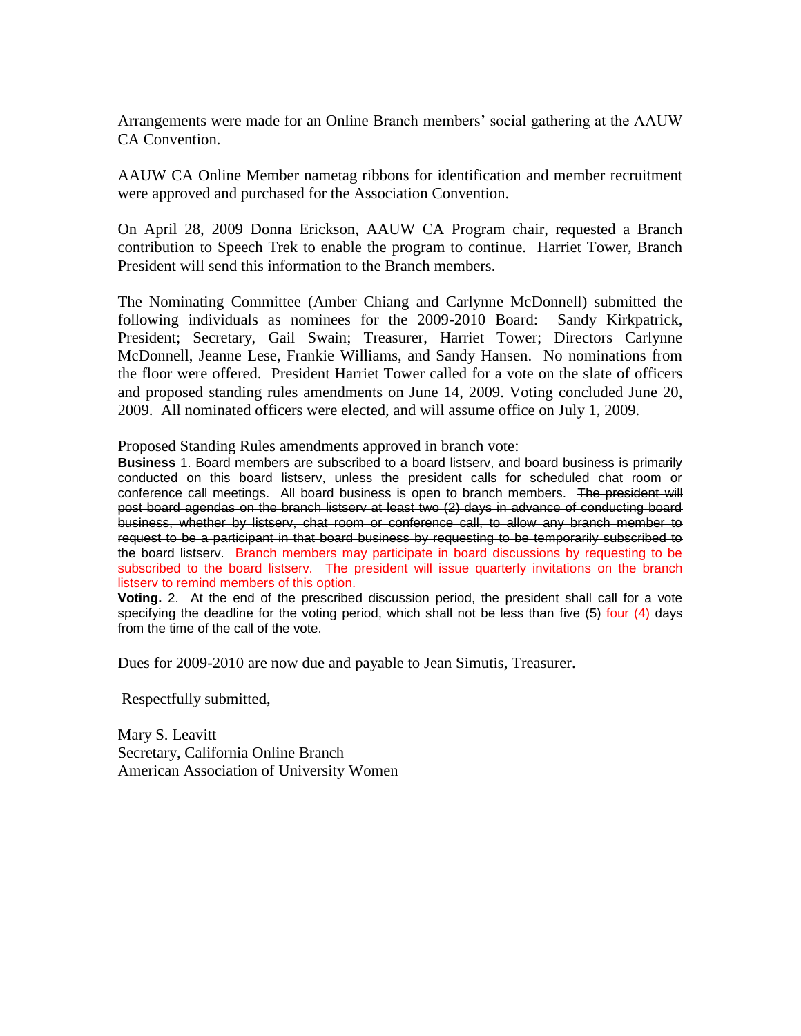Arrangements were made for an Online Branch members' social gathering at the AAUW CA Convention.

AAUW CA Online Member nametag ribbons for identification and member recruitment were approved and purchased for the Association Convention.

On April 28, 2009 Donna Erickson, AAUW CA Program chair, requested a Branch contribution to Speech Trek to enable the program to continue. Harriet Tower, Branch President will send this information to the Branch members.

The Nominating Committee (Amber Chiang and Carlynne McDonnell) submitted the following individuals as nominees for the 2009-2010 Board: Sandy Kirkpatrick, President; Secretary, Gail Swain; Treasurer, Harriet Tower; Directors Carlynne McDonnell, Jeanne Lese, Frankie Williams, and Sandy Hansen. No nominations from the floor were offered. President Harriet Tower called for a vote on the slate of officers and proposed standing rules amendments on June 14, 2009. Voting concluded June 20, 2009. All nominated officers were elected, and will assume office on July 1, 2009.

Proposed Standing Rules amendments approved in branch vote:

**Business** 1. Board members are subscribed to a board listserv, and board business is primarily conducted on this board listserv, unless the president calls for scheduled chat room or conference call meetings. All board business is open to branch members. ~~The president will post board agendas on the branch listserv at least two (2) days in advance of conducting board business, whether by listserv, chat room or conference call, to allow any branch member to request to be a participant in that board business by requesting to be temporarily subscribed to the board listserv.~~ Branch members may participate in board discussions by requesting to be subscribed to the board listserv. The president will issue quarterly invitations on the branch listserv to remind members of this option.

**Voting.** 2. At the end of the prescribed discussion period, the president shall call for a vote specifying the deadline for the voting period, which shall not be less than ~~five (5)~~ four (4) days from the time of the call of the vote.

Dues for 2009-2010 are now due and payable to Jean Simutis, Treasurer.

Respectfully submitted,

Mary S. Leavitt
Secretary, California Online Branch
American Association of University Women